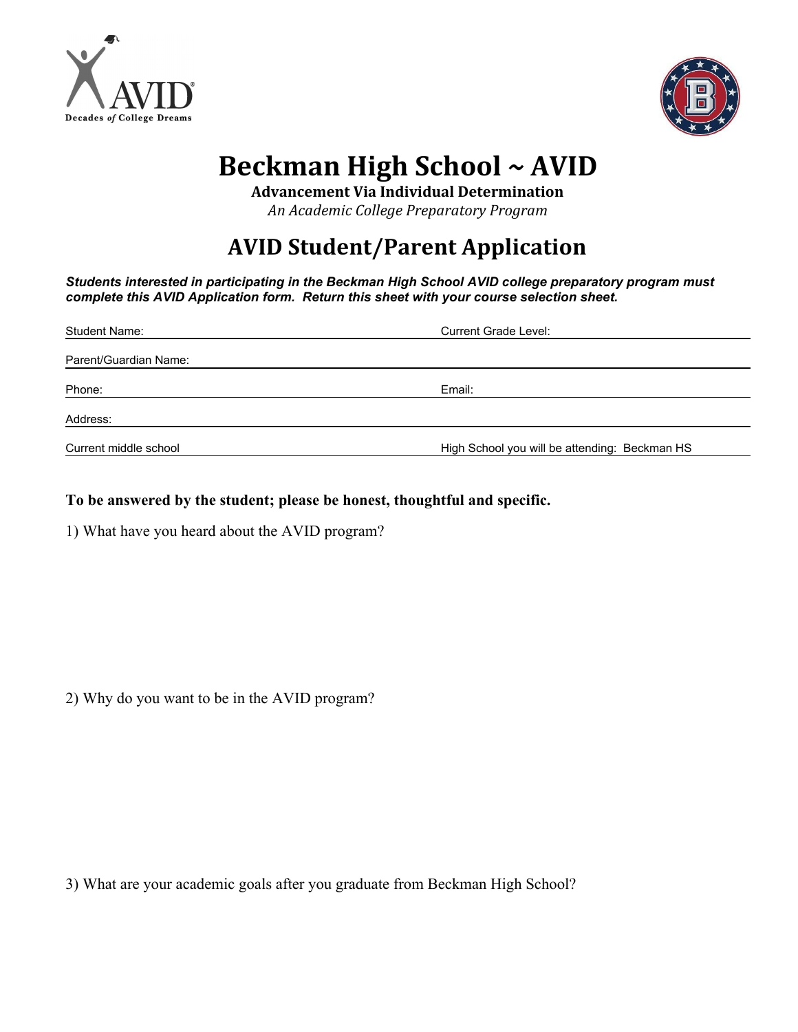# Beckman High School ~ AVID

**Advancement Via Individual Determination**

*An Academic College Preparatory Program*

## AVID Student/Parent Application

***Students interested in participating in the Beckman High School AVID college preparatory program must complete this AVID Application form. Return this sheet with your course selection sheet.***

Student Name: ______________________ Current Grade Level: ______________________

Parent/Guardian Name: ______________________

Phone: ______________________ Email: ______________________

Address: ______________________

Current middle school ______________________ High School you will be attending: Beckman HS

**To be answered by the student; please be honest, thoughtful and specific.**

1) What have you heard about the AVID program?

2) Why do you want to be in the AVID program?

3) What are your academic goals after you graduate from Beckman High School?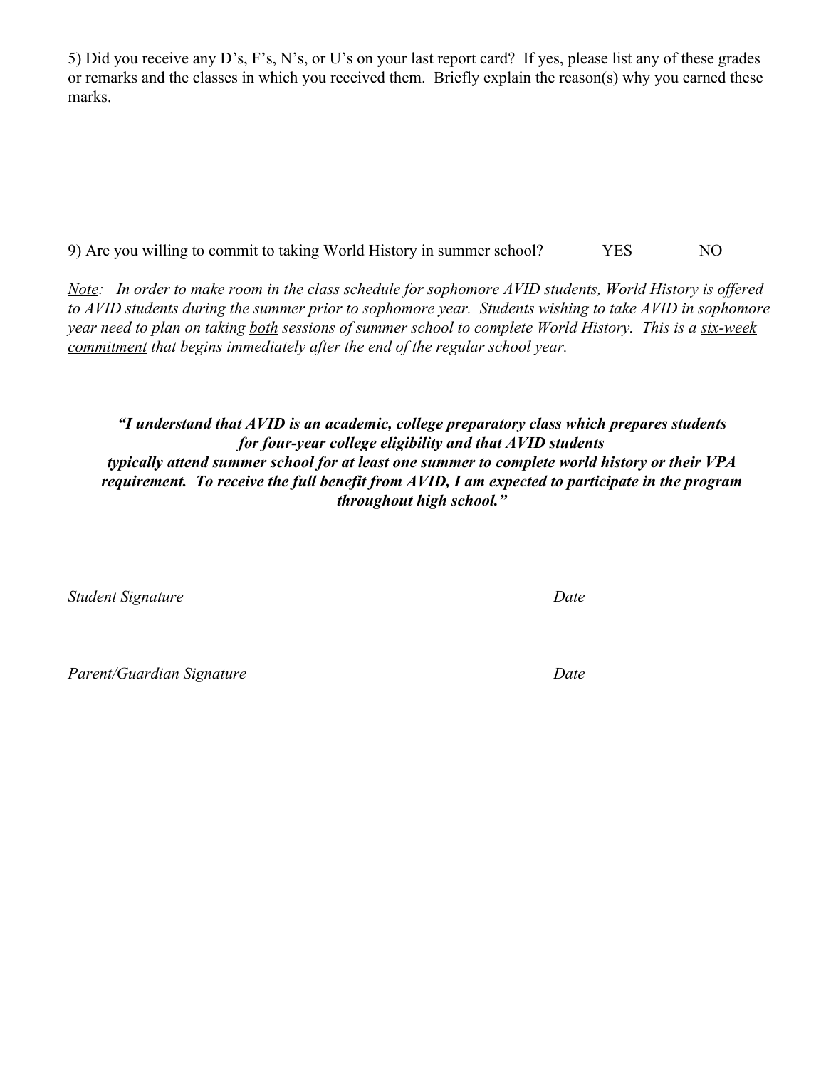5) Did you receive any D's, F's, N's, or U's on your last report card? If yes, please list any of these grades or remarks and the classes in which you received them. Briefly explain the reason(s) why you earned these marks.

9) Are you willing to commit to taking World History in summer school? YES NO

*Note: In order to make room in the class schedule for sophomore AVID students, World History is offered to AVID students during the summer prior to sophomore year. Students wishing to take AVID in sophomore year need to plan on taking both sessions of summer school to complete World History. This is a six-week commitment that begins immediately after the end of the regular school year.*

***"I understand that AVID is an academic, college preparatory class which prepares students for four-year college eligibility and that AVID students typically attend summer school for at least one summer to complete world history or their VPA requirement. To receive the full benefit from AVID, I am expected to participate in the program throughout high school."***

*Student Signature* *Date*

*Parent/Guardian Signature* *Date*